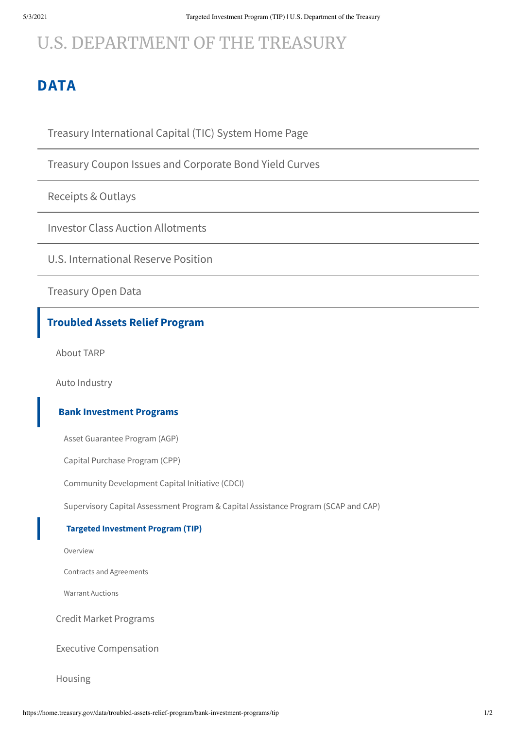# U.S. DEPARTMENT OF THE TREASURY

## DATA

- Treasury International Capital (TIC) System Home Page
- Treasury Coupon Issues and Corporate Bond Yield Curves
- Receipts & Outlays
- Investor Class Auction Allotments
- U.S. International Reserve Position
- Treasury Open Data
- **Troubled Assets Relief Program**
  - About TARP
  - Auto Industry
  - **Bank Investment Programs**
    - Asset Guarantee Program (AGP)
    - Capital Purchase Program (CPP)
    - Community Development Capital Initiative (CDCI)
    - Supervisory Capital Assessment Program & Capital Assistance Program (SCAP and CAP)
    - **Targeted Investment Program (TIP)**
      - Overview
      - Contracts and Agreements
      - Warrant Auctions
  - Credit Market Programs
  - Executive Compensation
  - Housing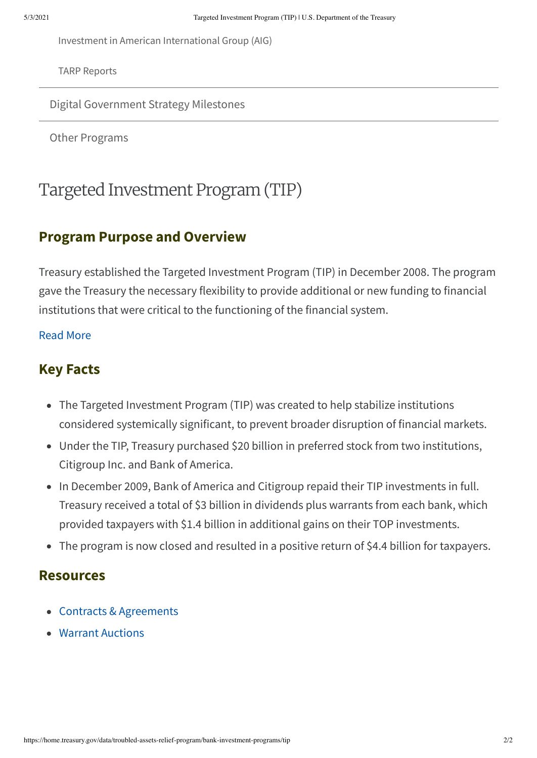Investment in American International Group (AIG)

TARP Reports

Digital Government Strategy Milestones

Other Programs

# Targeted Investment Program (TIP)

## Program Purpose and Overview

Treasury established the Targeted Investment Program (TIP) in December 2008. The program gave the Treasury the necessary flexibility to provide additional or new funding to financial institutions that were critical to the functioning of the financial system.

Read More

## Key Facts

- The Targeted Investment Program (TIP) was created to help stabilize institutions considered systemically significant, to prevent broader disruption of financial markets.
- Under the TIP, Treasury purchased $20 billion in preferred stock from two institutions, Citigroup Inc. and Bank of America.
- In December 2009, Bank of America and Citigroup repaid their TIP investments in full. Treasury received a total of $3 billion in dividends plus warrants from each bank, which provided taxpayers with $1.4 billion in additional gains on their TOP investments.
- The program is now closed and resulted in a positive return of $4.4 billion for taxpayers.

## Resources

- Contracts & Agreements
- Warrant Auctions